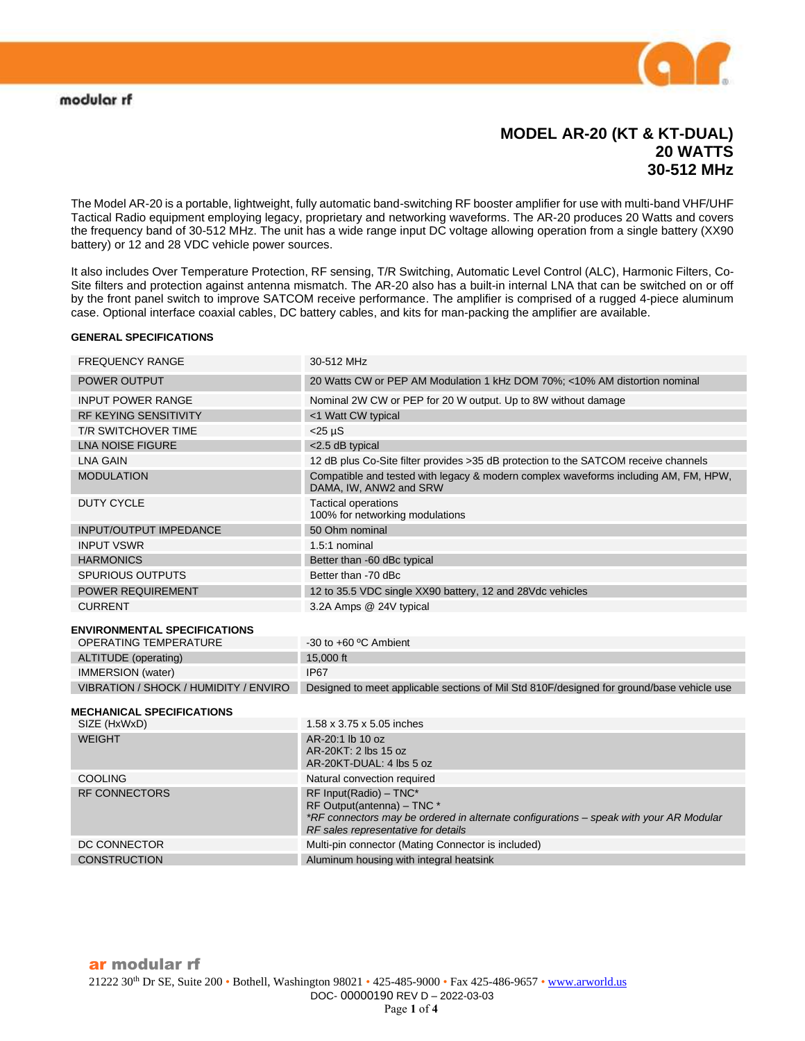modular rf

# MODEL AR-20 (KT & KT-DUAL)
# 20 WATTS
# 30-512 MHz

The Model AR-20 is a portable, lightweight, fully automatic band-switching RF booster amplifier for use with multi-band VHF/UHF Tactical Radio equipment employing legacy, proprietary and networking waveforms. The AR-20 produces 20 Watts and covers the frequency band of 30-512 MHz. The unit has a wide range input DC voltage allowing operation from a single battery (XX90 battery) or 12 and 28 VDC vehicle power sources.

It also includes Over Temperature Protection, RF sensing, T/R Switching, Automatic Level Control (ALC), Harmonic Filters, Co-Site filters and protection against antenna mismatch. The AR-20 also has a built-in internal LNA that can be switched on or off by the front panel switch to improve SATCOM receive performance. The amplifier is comprised of a rugged 4-piece aluminum case. Optional interface coaxial cables, DC battery cables, and kits for man-packing the amplifier are available.

### GENERAL SPECIFICATIONS

| | |
|---|---|
| FREQUENCY RANGE | 30-512 MHz |
| POWER OUTPUT | 20 Watts CW or PEP AM Modulation 1 kHz DOM 70%; <10% AM distortion nominal |
| INPUT POWER RANGE | Nominal 2W CW or PEP for 20 W output. Up to 8W without damage |
| RF KEYING SENSITIVITY | <1 Watt CW typical |
| T/R SWITCHOVER TIME | <25 µS |
| LNA NOISE FIGURE | <2.5 dB typical |
| LNA GAIN | 12 dB plus Co-Site filter provides >35 dB protection to the SATCOM receive channels |
| MODULATION | Compatible and tested with legacy & modern complex waveforms including AM, FM, HPW, DAMA, IW, ANW2 and SRW |
| DUTY CYCLE | Tactical operations<br>100% for networking modulations |
| INPUT/OUTPUT IMPEDANCE | 50 Ohm nominal |
| INPUT VSWR | 1.5:1 nominal |
| HARMONICS | Better than -60 dBc typical |
| SPURIOUS OUTPUTS | Better than -70 dBc |
| POWER REQUIREMENT | 12 to 35.5 VDC single XX90 battery, 12 and 28Vdc vehicles |
| CURRENT | 3.2A Amps @ 24V typical |

### ENVIRONMENTAL SPECIFICATIONS

| | |
|---|---|
| OPERATING TEMPERATURE | -30 to +60 ºC Ambient |
| ALTITUDE (operating) | 15,000 ft |
| IMMERSION (water) | IP67 |
| VIBRATION / SHOCK / HUMIDITY / ENVIRO | Designed to meet applicable sections of Mil Std 810F/designed for ground/base vehicle use |

### MECHANICAL SPECIFICATIONS

| | |
|---|---|
| SIZE (HxWxD) | 1.58 x 3.75 x 5.05 inches |
| WEIGHT | AR-20:1 lb 10 oz<br>AR-20KT: 2 lbs 15 oz<br>AR-20KT-DUAL: 4 lbs 5 oz |
| COOLING | Natural convection required |
| RF CONNECTORS | RF Input(Radio) – TNC*<br>RF Output(antenna) – TNC *<br>*\*RF connectors may be ordered in alternate configurations – speak with your AR Modular RF sales representative for details* |
| DC CONNECTOR | Multi-pin connector (Mating Connector is included) |
| CONSTRUCTION | Aluminum housing with integral heatsink |

**ar modular rf**
21222 30th Dr SE, Suite 200 • Bothell, Washington 98021 • 425-485-9000 • Fax 425-486-9657 • www.arworld.us
DOC- 00000190 REV D – 2022-03-03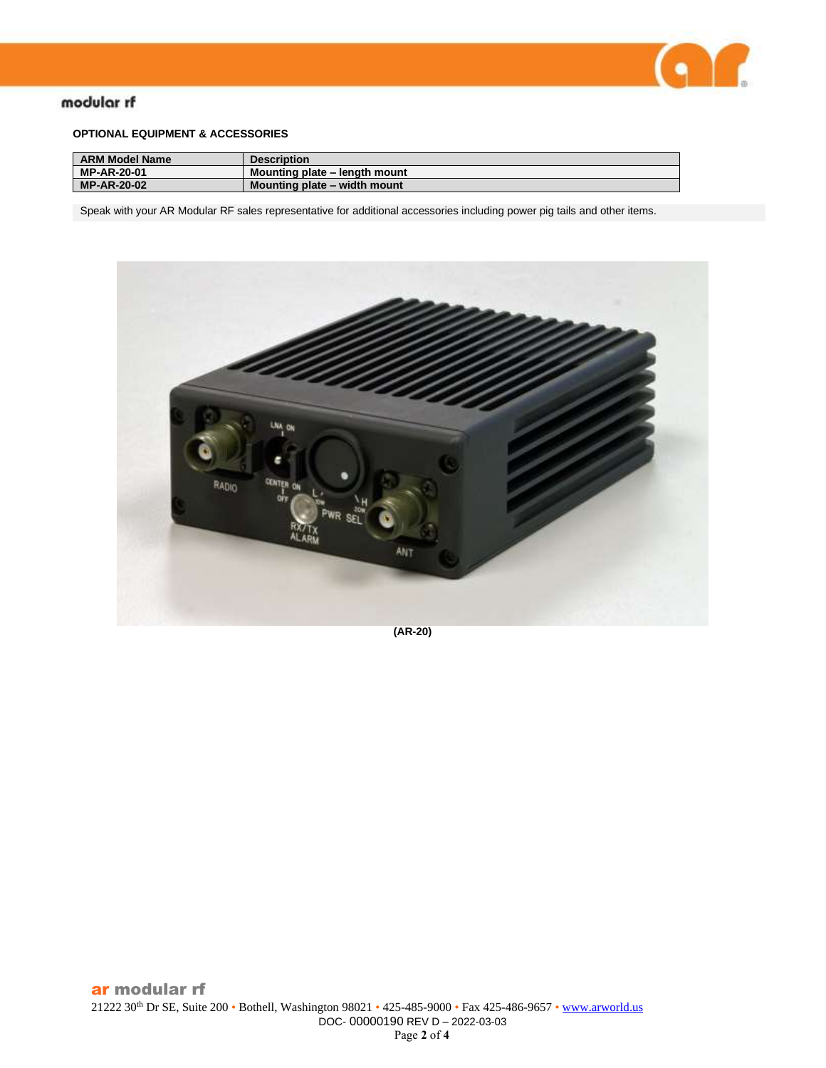**OPTIONAL EQUIPMENT & ACCESSORIES**

| ARM Model Name | Description |
|---|---|
| MP-AR-20-01 | Mounting plate – length mount |
| MP-AR-20-02 | Mounting plate – width mount |

Speak with your AR Modular RF sales representative for additional accessories including power pig tails and other items.

**(AR-20)**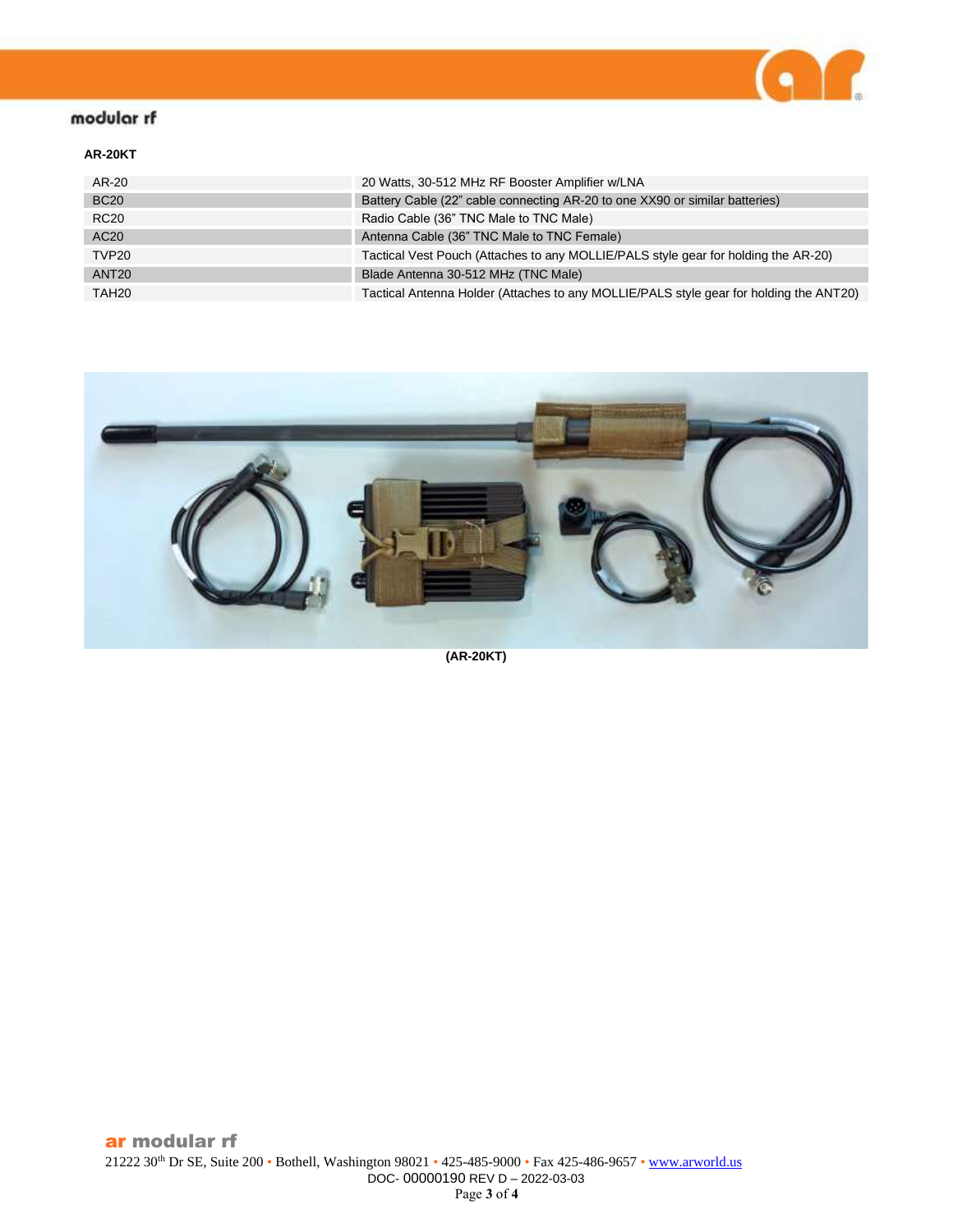**AR-20KT**

| | |
|---|---|
| AR-20 | 20 Watts, 30-512 MHz RF Booster Amplifier w/LNA |
| BC20 | Battery Cable (22" cable connecting AR-20 to one XX90 or similar batteries) |
| RC20 | Radio Cable (36" TNC Male to TNC Male) |
| AC20 | Antenna Cable (36" TNC Male to TNC Female) |
| TVP20 | Tactical Vest Pouch (Attaches to any MOLLIE/PALS style gear for holding the AR-20) |
| ANT20 | Blade Antenna 30-512 MHz (TNC Male) |
| TAH20 | Tactical Antenna Holder (Attaches to any MOLLIE/PALS style gear for holding the ANT20) |

**(AR-20KT)**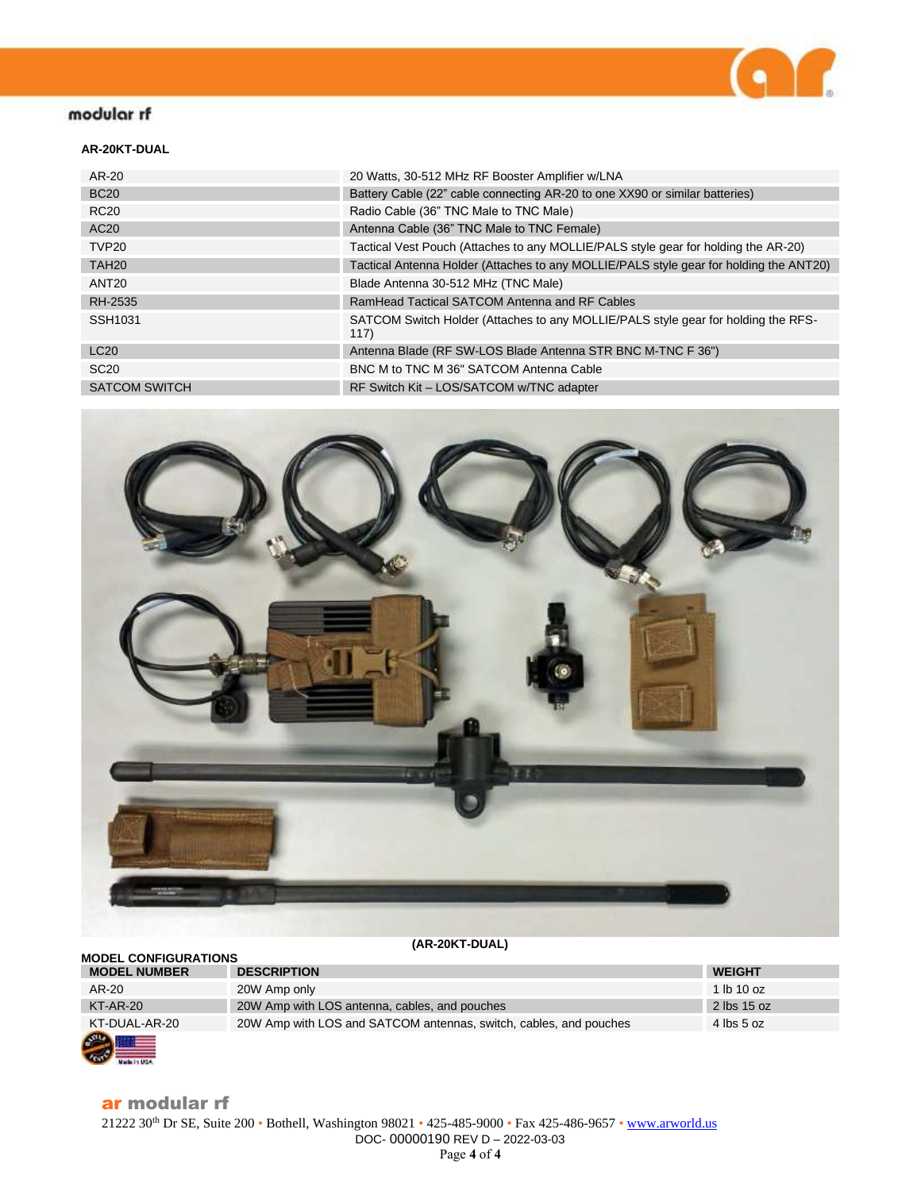modular rf

**AR-20KT-DUAL**

| | |
|---|---|
| AR-20 | 20 Watts, 30-512 MHz RF Booster Amplifier w/LNA |
| BC20 | Battery Cable (22" cable connecting AR-20 to one XX90 or similar batteries) |
| RC20 | Radio Cable (36" TNC Male to TNC Male) |
| AC20 | Antenna Cable (36" TNC Male to TNC Female) |
| TVP20 | Tactical Vest Pouch (Attaches to any MOLLIE/PALS style gear for holding the AR-20) |
| TAH20 | Tactical Antenna Holder (Attaches to any MOLLIE/PALS style gear for holding the ANT20) |
| ANT20 | Blade Antenna 30-512 MHz (TNC Male) |
| RH-2535 | RamHead Tactical SATCOM Antenna and RF Cables |
| SSH1031 | SATCOM Switch Holder (Attaches to any MOLLIE/PALS style gear for holding the RFS-117) |
| LC20 | Antenna Blade (RF SW-LOS Blade Antenna STR BNC M-TNC F 36") |
| SC20 | BNC M to TNC M 36" SATCOM Antenna Cable |
| SATCOM SWITCH | RF Switch Kit – LOS/SATCOM w/TNC adapter |

(AR-20KT-DUAL)

**MODEL CONFIGURATIONS**

| MODEL NUMBER | DESCRIPTION | WEIGHT |
|---|---|---|
| AR-20 | 20W Amp only | 1 lb 10 oz |
| KT-AR-20 | 20W Amp with LOS antenna, cables, and pouches | 2 lbs 15 oz |
| KT-DUAL-AR-20 | 20W Amp with LOS and SATCOM antennas, switch, cables, and pouches | 4 lbs 5 oz |

**ar modular rf**

21222 30th Dr SE, Suite 200 • Bothell, Washington 98021 • 425-485-9000 • Fax 425-486-9657 • www.arworld.us

DOC- 00000190 REV D – 2022-03-03